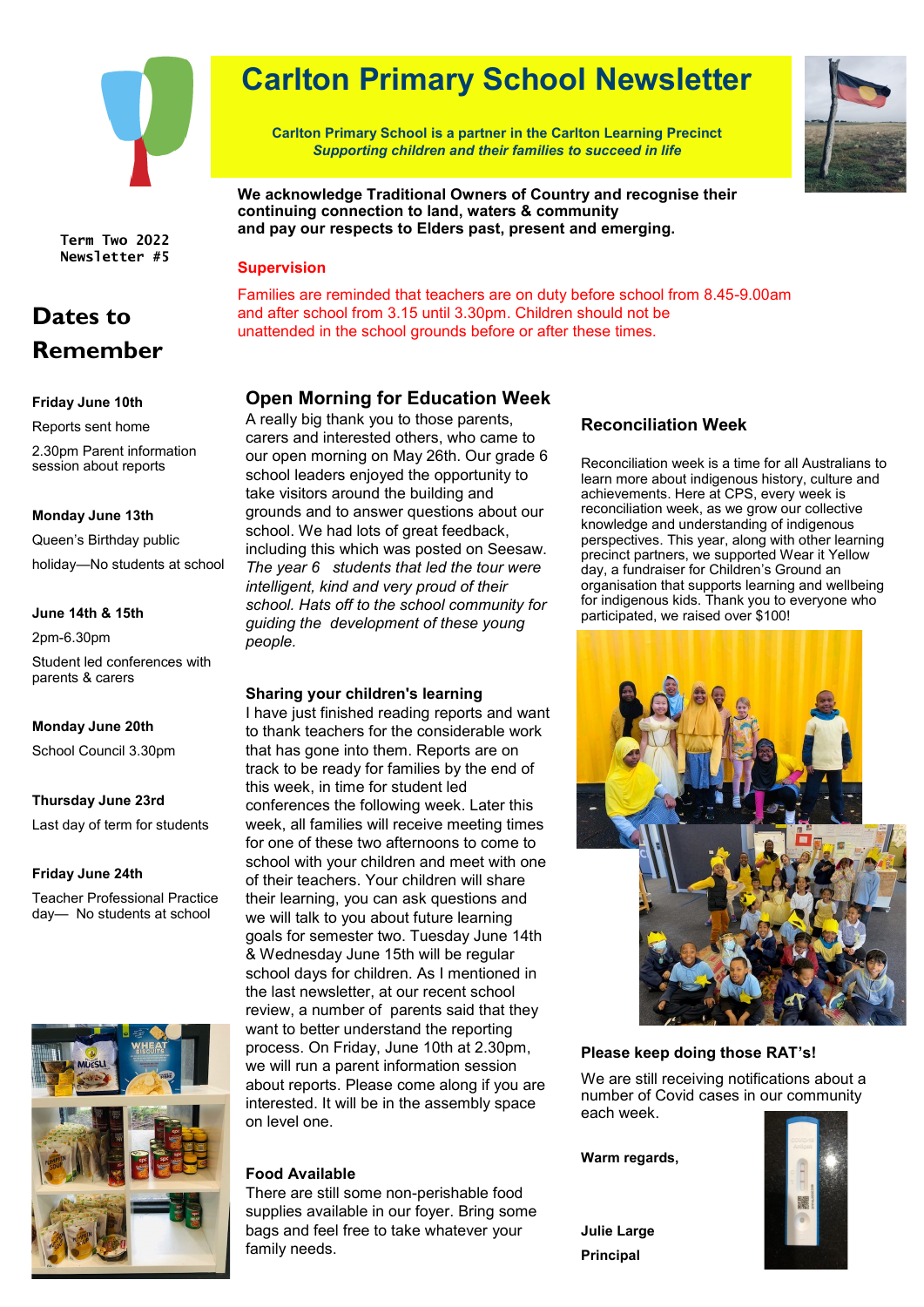# Carlton Primary School Newsletter

**Carlton Primary School is a partner in the Carlton Learning Precinct**
***Supporting children and their families to succeed in life***

Term Two 2022
Newsletter #5

**We acknowledge Traditional Owners of Country and recognise their continuing connection to land, waters & community and pay our respects to Elders past, present and emerging.**

## Dates to Remember

**Friday June 10th**

Reports sent home

2.30pm Parent information session about reports

**Monday June 13th**

Queen's Birthday public holiday—No students at school

**June 14th & 15th**

2pm-6.30pm

Student led conferences with parents & carers

**Monday June 20th**

School Council 3.30pm

**Thursday June 23rd**

Last day of term for students

**Friday June 24th**

Teacher Professional Practice day— No students at school

### Supervision

Families are reminded that teachers are on duty before school from 8.45-9.00am and after school from 3.15 until 3.30pm. Children should not be unattended in the school grounds before or after these times.

## Open Morning for Education Week

A really big thank you to those parents, carers and interested others, who came to our open morning on May 26th. Our grade 6 school leaders enjoyed the opportunity to take visitors around the building and grounds and to answer questions about our school. We had lots of great feedback, including this which was posted on Seesaw. *The year 6 students that led the tour were intelligent, kind and very proud of their school. Hats off to the school community for guiding the development of these young people.*

### Sharing your children's learning

I have just finished reading reports and want to thank teachers for the considerable work that has gone into them. Reports are on track to be ready for families by the end of this week, in time for student led conferences the following week. Later this week, all families will receive meeting times for one of these two afternoons to come to school with your children and meet with one of their teachers. Your children will share their learning, you can ask questions and we will talk to you about future learning goals for semester two. Tuesday June 14th & Wednesday June 15th will be regular school days for children. As I mentioned in the last newsletter, at our recent school review, a number of parents said that they want to better understand the reporting process. On Friday, June 10th at 2.30pm, we will run a parent information session about reports. Please come along if you are interested. It will be in the assembly space on level one.

### Food Available

There are still some non-perishable food supplies available in our foyer. Bring some bags and feel free to take whatever your family needs.

### Reconciliation Week

Reconciliation week is a time for all Australians to learn more about indigenous history, culture and achievements. Here at CPS, every week is reconciliation week, as we grow our collective knowledge and understanding of indigenous perspectives. This year, along with other learning precinct partners, we supported Wear it Yellow day, a fundraiser for Children's Ground an organisation that supports learning and wellbeing for indigenous kids. Thank you to everyone who participated, we raised over $100!

### Please keep doing those RAT's!

We are still receiving notifications about a number of Covid cases in our community each week.

**Warm regards,**

**Julie Large**

**Principal**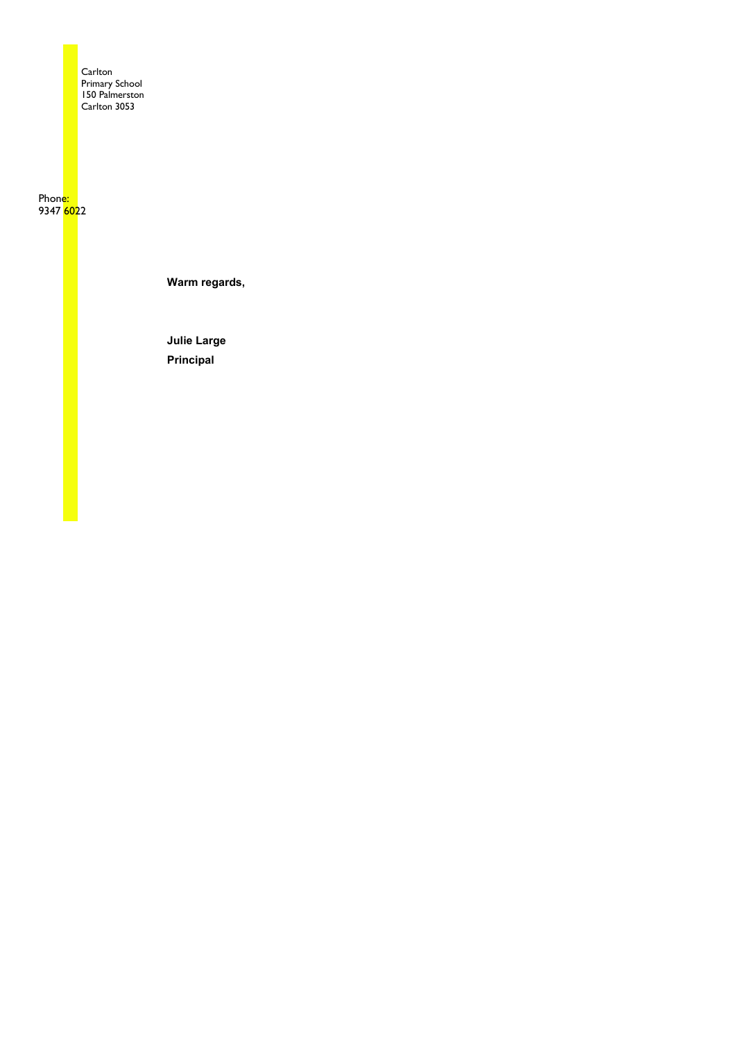Carlton
Primary School
150 Palmerston
Carlton 3053

Phone:
9347 6022

**Warm regards,**

**Julie Large**
**Principal**